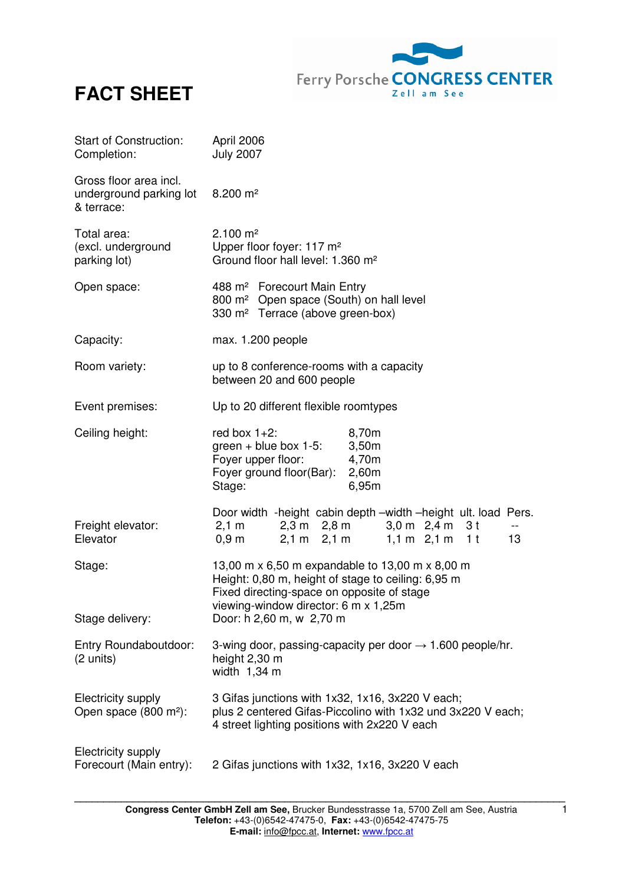# FACT SHEET

Ferry Porsche **CONGRESS CENTER** Zell am See

| | |
|---|---|
| Start of Construction: | April 2006 |
| Completion: | July 2007 |
| Gross floor area incl. underground parking lot & terrace: | 8.200 m² |
| Total area: (excl. underground parking lot) | 2.100 m²<br>Upper floor foyer: 117 m²<br>Ground floor hall level: 1.360 m² |
| Open space: | 488 m² Forecourt Main Entry<br>800 m² Open space (South) on hall level<br>330 m² Terrace (above green-box) |
| Capacity: | max. 1.200 people |
| Room variety: | up to 8 conference-rooms with a capacity between 20 and 600 people |
| Event premises: | Up to 20 different flexible roomtypes |
| Ceiling height: | red box 1+2: 8,70m<br>green + blue box 1-5: 3,50m<br>Foyer upper floor: 4,70m<br>Foyer ground floor(Bar): 2,60m<br>Stage: 6,95m |

| | Door width | -height | cabin depth | –width | –height | ult. load | Pers. |
|---|---|---|---|---|---|---|---|
| Freight elevator: | 2,1 m | 2,3 m | 2,8 m | 3,0 m | 2,4 m | 3 t | -- |
| Elevator | 0,9 m | 2,1 m | 2,1 m | 1,1 m | 2,1 m | 1 t | 13 |

| | |
|---|---|
| Stage: | 13,00 m x 6,50 m expandable to 13,00 m x 8,00 m<br>Height: 0,80 m, height of stage to ceiling: 6,95 m<br>Fixed directing-space on opposite of stage<br>viewing-window director: 6 m x 1,25m |
| Stage delivery: | Door: h 2,60 m, w 2,70 m |
| Entry Roundaboutdoor: (2 units) | 3-wing door, passing-capacity per door → 1.600 people/hr.<br>height 2,30 m<br>width 1,34 m |
| Electricity supply Open space (800 m²): | 3 Gifas junctions with 1x32, 1x16, 3x220 V each;<br>plus 2 centered Gifas-Piccolino with 1x32 und 3x220 V each;<br>4 street lighting positions with 2x220 V each |
| Electricity supply Forecourt (Main entry): | 2 Gifas junctions with 1x32, 1x16, 3x220 V each |

**Congress Center GmbH Zell am See,** Brucker Bundesstrasse 1a, 5700 Zell am See, Austria
**Telefon:** +43-(0)6542-47475-0, **Fax:** +43-(0)6542-47475-75
**E-mail:** info@fpcc.at, **Internet:** www.fpcc.at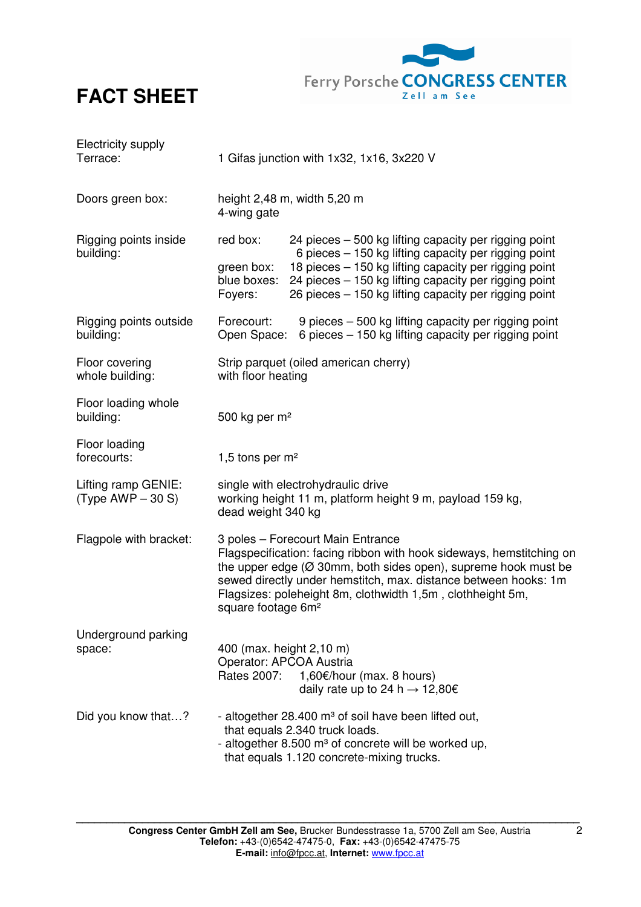# FACT SHEET

Ferry Porsche **CONGRESS CENTER** Zell am See

| | |
|---|---|
| Electricity supply Terrace: | 1 Gifas junction with 1x32, 1x16, 3x220 V |
| Doors green box: | height 2,48 m, width 5,20 m<br>4-wing gate |
| Rigging points inside building: | red box: 24 pieces – 500 kg lifting capacity per rigging point<br>6 pieces – 150 kg lifting capacity per rigging point<br>green box: 18 pieces – 150 kg lifting capacity per rigging point<br>blue boxes: 24 pieces – 150 kg lifting capacity per rigging point<br>Foyers: 26 pieces – 150 kg lifting capacity per rigging point |
| Rigging points outside building: | Forecourt: 9 pieces – 500 kg lifting capacity per rigging point<br>Open Space: 6 pieces – 150 kg lifting capacity per rigging point |
| Floor covering whole building: | Strip parquet (oiled american cherry)<br>with floor heating |
| Floor loading whole building: | 500 kg per m² |
| Floor loading forecourts: | 1,5 tons per m² |
| Lifting ramp GENIE: (Type AWP – 30 S) | single with electrohydraulic drive<br>working height 11 m, platform height 9 m, payload 159 kg,<br>dead weight 340 kg |
| Flagpole with bracket: | 3 poles – Forecourt Main Entrance<br>Flagspecification: facing ribbon with hook sideways, hemstitching on the upper edge (Ø 30mm, both sides open), supreme hook must be sewed directly under hemstitch, max. distance between hooks: 1m<br>Flagsizes: poleheight 8m, clothwidth 1,5m , clothheight 5m, square footage 6m² |
| Underground parking space: | 400 (max. height 2,10 m)<br>Operator: APCOA Austria<br>Rates 2007: 1,60€/hour (max. 8 hours)<br>daily rate up to 24 h → 12,80€ |
| Did you know that…? | - altogether 28.400 m³ of soil have been lifted out, that equals 2.340 truck loads.<br>- altogether 8.500 m³ of concrete will be worked up, that equals 1.120 concrete-mixing trucks. |

**Congress Center GmbH Zell am See,** Brucker Bundesstrasse 1a, 5700 Zell am See, Austria
**Telefon:** +43-(0)6542-47475-0, **Fax:** +43-(0)6542-47475-75
**E-mail:** info@fpcc.at, **Internet:** www.fpcc.at